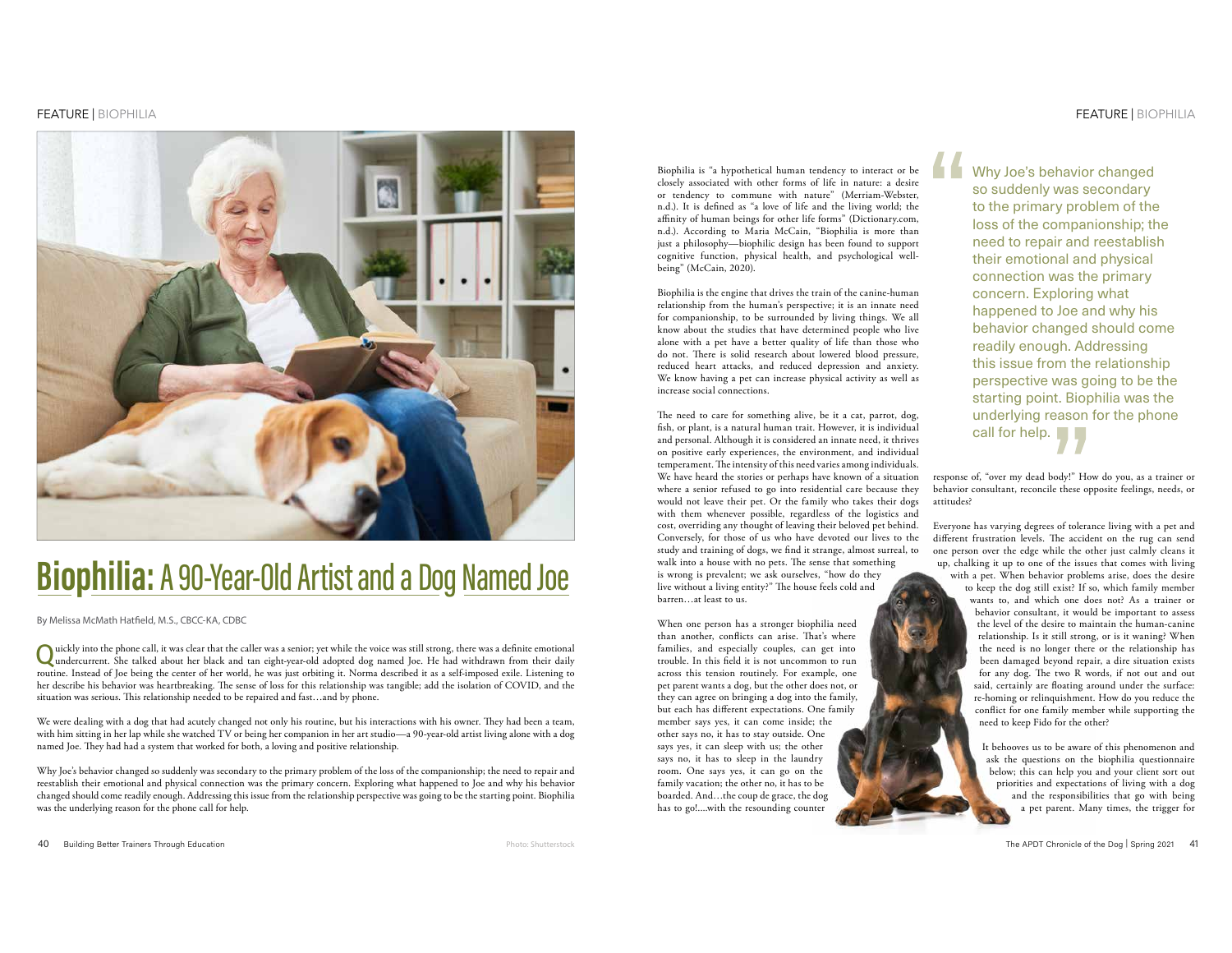# Biophilia: A 90-Year-Old Artist and a Dog Named Joe

By Melissa McMath Hatfield, M.S., CBCC-KA, CDBC

Quickly into the phone call, it was clear that the caller was a senior; yet while the voice was still strong, there was a definite emotional undercurrent. She talked about her black and tan eight-year-old adopted dog named Joe. He had withdrawn from their daily routine. Instead of Joe being the center of her world, he was just orbiting it. Norma described it as a self-imposed exile. Listening to her describe his behavior was heartbreaking. The sense of loss for this relationship was tangible; add the isolation of COVID, and the situation was serious. This relationship needed to be repaired and fast…and by phone.

We were dealing with a dog that had acutely changed not only his routine, but his interactions with his owner. They had been a team, with him sitting in her lap while she watched TV or being her companion in her art studio—a 90-year-old artist living alone with a dog named Joe. They had had a system that worked for both, a loving and positive relationship.

Why Joe's behavior changed so suddenly was secondary to the primary problem of the loss of the companionship; the need to repair and reestablish their emotional and physical connection was the primary concern. Exploring what happened to Joe and why his behavior changed should come readily enough. Addressing this issue from the relationship perspective was going to be the starting point. Biophilia was the underlying reason for the phone call for help.

Photo: Shutterstock

Biophilia is "a hypothetical human tendency to interact or be closely associated with other forms of life in nature: a desire or tendency to commune with nature" (Merriam-Webster, n.d.). It is defined as "a love of life and the living world; the affinity of human beings for other life forms" (Dictionary.com, n.d.). According to Maria McCain, "Biophilia is more than just a philosophy—biophilic design has been found to support cognitive function, physical health, and psychological well-being" (McCain, 2020).

Biophilia is the engine that drives the train of the canine-human relationship from the human's perspective; it is an innate need for companionship, to be surrounded by living things. We all know about the studies that have determined people who live alone with a pet have a better quality of life than those who do not. There is solid research about lowered blood pressure, reduced heart attacks, and reduced depression and anxiety. We know having a pet can increase physical activity as well as increase social connections.

The need to care for something alive, be it a cat, parrot, dog, fish, or plant, is a natural human trait. However, it is individual and personal. Although it is considered an innate need, it thrives on positive early experiences, the environment, and individual temperament. The intensity of this need varies among individuals. We have heard the stories or perhaps have known of a situation where a senior refused to go into residential care because they would not leave their pet. Or the family who takes their dogs with them whenever possible, regardless of the logistics and cost, overriding any thought of leaving their beloved pet behind. Conversely, for those of us who have devoted our lives to the study and training of dogs, we find it strange, almost surreal, to walk into a house with no pets. The sense that something is wrong is prevalent; we ask ourselves, "how do they live without a living entity?" The house feels cold and barren…at least to us.

When one person has a stronger biophilia need than another, conflicts can arise. That's where families, and especially couples, can get into trouble. In this field it is not uncommon to run across this tension routinely. For example, one pet parent wants a dog, but the other does not, or they can agree on bringing a dog into the family, but each has different expectations. One family member says yes, it can come inside; the other says no, it has to stay outside. One says yes, it can sleep with us; the other says no, it has to sleep in the laundry room. One says yes, it can go on the family vacation; the other no, it has to be boarded. And…the coup de grace, the dog has to go!...with the resounding counter response of, "over my dead body!" How do you, as a trainer or behavior consultant, reconcile these opposite feelings, needs, or attitudes?

> Why Joe's behavior changed so suddenly was secondary to the primary problem of the loss of the companionship; the need to repair and reestablish their emotional and physical connection was the primary concern. Exploring what happened to Joe and why his behavior changed should come readily enough. Addressing this issue from the relationship perspective was going to be the starting point. Biophilia was the underlying reason for the phone call for help.

Everyone has varying degrees of tolerance living with a pet and different frustration levels. The accident on the rug can send one person over the edge while the other just calmly cleans it up, chalking it up to one of the issues that comes with living with a pet. When behavior problems arise, does the desire to keep the dog still exist? If so, which family member wants to, and which one does not? As a trainer or behavior consultant, it would be important to assess the level of the desire to maintain the human-canine relationship. Is it still strong, or is it waning? When the need is no longer there or the relationship has been damaged beyond repair, a dire situation exists for any dog. The two R words, if not out and out said, certainly are floating around under the surface: re-homing or relinquishment. How do you reduce the conflict for one family member while supporting the need to keep Fido for the other?

It behooves us to be aware of this phenomenon and ask the questions on the biophilia questionnaire below; this can help you and your client sort out priorities and expectations of living with a dog and the responsibilities that go with being a pet parent. Many times, the trigger for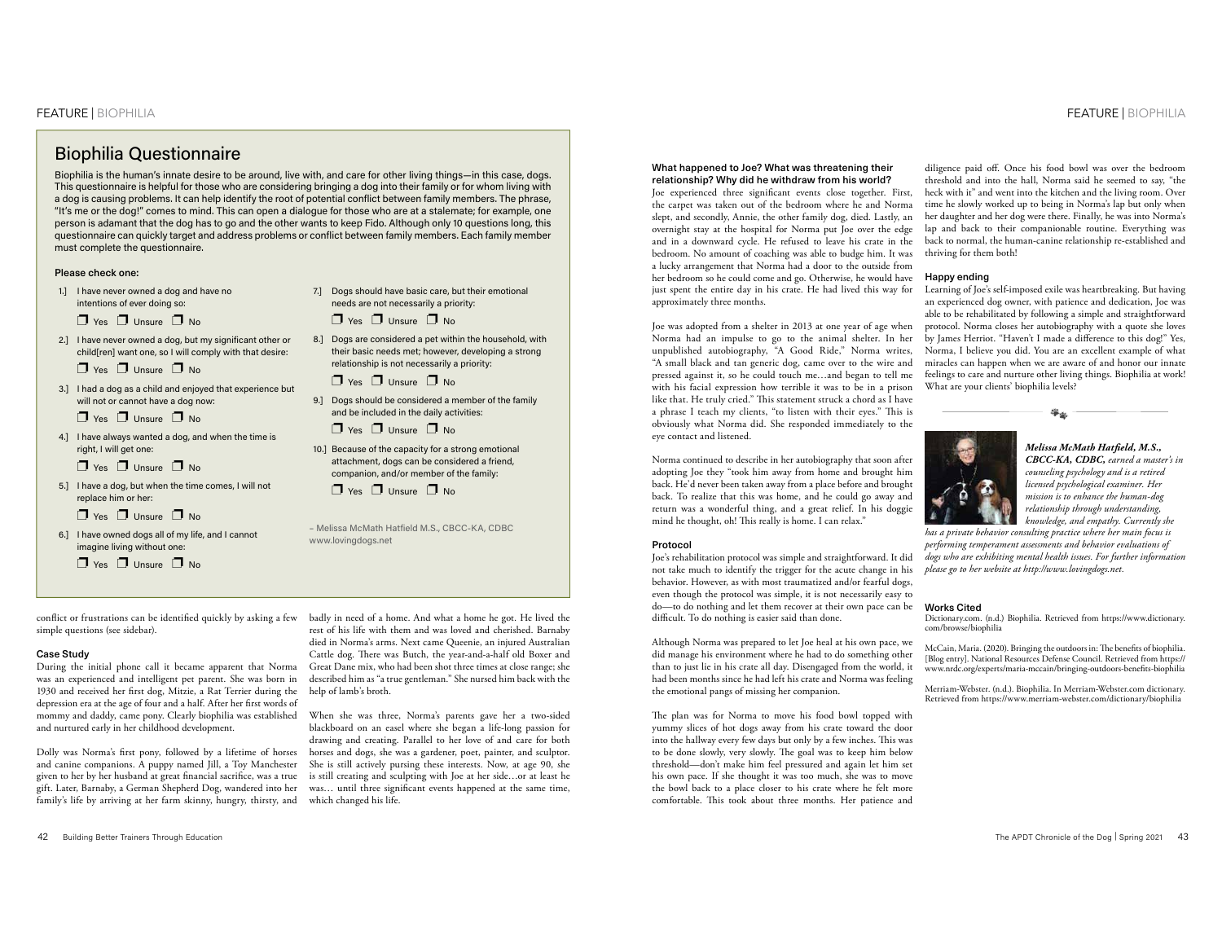## Biophilia Questionnaire

Biophilia is the human's innate desire to be around, live with, and care for other living things—in this case, dogs. This questionnaire is helpful for those who are considering bringing a dog into their family or for whom living with a dog is causing problems. It can help identify the root of potential conflict between family members. The phrase, "It's me or the dog!" comes to mind. This can open a dialogue for those who are at a stalemate; for example, one person is adamant that the dog has to go and the other wants to keep Fido. Although only 10 questions long, this questionnaire can quickly target and address problems or conflict between family members. Each family member must complete the questionnaire.

**Please check one:**

1.] I have never owned a dog and have no intentions of ever doing so:
❒ Yes ❒ Unsure ❒ No

2.] I have never owned a dog, but my significant other or child[ren] want one, so I will comply with that desire:
❒ Yes ❒ Unsure ❒ No

3.] I had a dog as a child and enjoyed that experience but will not or cannot have a dog now:
❒ Yes ❒ Unsure ❒ No

4.] I have always wanted a dog, and when the time is right, I will get one:
❒ Yes ❒ Unsure ❒ No

5.] I have a dog, but when the time comes, I will not replace him or her:
❒ Yes ❒ Unsure ❒ No

6.] I have owned dogs all of my life, and I cannot imagine living without one:
❒ Yes ❒ Unsure ❒ No

7.] Dogs should have basic care, but their emotional needs are not necessarily a priority:
❒ Yes ❒ Unsure ❒ No

8.] Dogs are considered a pet within the household, with their basic needs met; however, developing a strong relationship is not necessarily a priority:
❒ Yes ❒ Unsure ❒ No

9.] Dogs should be considered a member of the family and be included in the daily activities:
❒ Yes ❒ Unsure ❒ No

10.] Because of the capacity for a strong emotional attachment, dogs can be considered a friend, companion, and/or member of the family:
❒ Yes ❒ Unsure ❒ No

– Melissa McMath Hatfield M.S., CBCC-KA, CDBC
www.lovingdogs.net

conflict or frustrations can be identified quickly by asking a few simple questions (see sidebar).

### Case Study

During the initial phone call it became apparent that Norma was an experienced and intelligent pet parent. She was born in 1930 and received her first dog, Mitzie, a Rat Terrier during the depression era at the age of four and a half. After her first words of mommy and daddy, came pony. Clearly biophilia was established and nurtured early in her childhood development.

Dolly was Norma's first pony, followed by a lifetime of horses and canine companions. A puppy named Jill, a Toy Manchester given to her by her husband at great financial sacrifice, was a true gift. Later, Barnaby, a German Shepherd Dog, wandered into her family's life by arriving at her farm skinny, hungry, thirsty, and badly in need of a home. And what a home he got. He lived the rest of his life with them and was loved and cherished. Barnaby died in Norma's arms. Next came Queenie, an injured Australian Cattle dog. There was Butch, the year-and-a-half old Boxer and Great Dane mix, who had been shot three times at close range; she described him as "a true gentleman." She nursed him back with the help of lamb's broth.

When she was three, Norma's parents gave her a two-sided blackboard on an easel where she began a life-long passion for drawing and creating. Parallel to her love of and care for both horses and dogs, she was a gardener, poet, painter, and sculptor. She is still actively pursing these interests. Now, at age 90, she is still creating and sculpting with Joe at her side…or at least he was… until three significant events happened at the same time, which changed his life.

### What happened to Joe? What was threatening their relationship? Why did he withdraw from his world?

Joe experienced three significant events close together. First, the carpet was taken out of the bedroom where he and Norma slept, and secondly, Annie, the other family dog, died. Lastly, an overnight stay at the hospital for Norma put Joe over the edge and in a downward cycle. He refused to leave his crate in the bedroom. No amount of coaching was able to budge him. It was a lucky arrangement that Norma had a door to the outside from her bedroom so he could come and go. Otherwise, he would have just spent the entire day in his crate. He had lived this way for approximately three months.

Joe was adopted from a shelter in 2013 at one year of age when Norma had an impulse to go to the animal shelter. In her unpublished autobiography, "A Good Ride," Norma writes, "A small black and tan generic dog, came over to the wire and pressed against it, so he could touch me…and began to tell me with his facial expression how terrible it was to be in a prison like that. He truly cried." This statement struck a chord as I have a phrase I teach my clients, "to listen with their eyes." This is obviously what Norma did. She responded immediately to the eye contact and listened.

Norma continued to describe in her autobiography that soon after adopting Joe they "took him away from home and brought him back. He'd never been taken away from a place before and brought back. To realize that this was home, and he could go away and return was a wonderful thing, and a great relief. In his doggie mind he thought, oh! This really is home. I can relax."

### Protocol

Joe's rehabilitation protocol was simple and straightforward. It did not take much to identify the trigger for the acute change in his behavior. However, as with most traumatized and/or fearful dogs, even though the protocol was simple, it is not necessarily easy to do—to do nothing and let them recover at their own pace can be difficult. To do nothing is easier said than done.

Although Norma was prepared to let Joe heal at his own pace, we did manage his environment where he had to do something other than to just lie in his crate all day. Disengaged from the world, it had been months since he had left his crate and Norma was feeling the emotional pangs of missing her companion.

The plan was for Norma to move his food bowl topped with yummy slices of hot dogs away from his crate toward the door into the hallway every few days but only by a few inches. This was to be done slowly, very slowly. The goal was to keep him below threshold—don't make him feel pressured and again let him set his own pace. If she thought it was too much, she was to move the bowl back to a place closer to his crate where he felt more comfortable. This took about three months. Her patience and diligence paid off. Once his food bowl was over the bedroom threshold and into the hall, Norma said he seemed to say, "the heck with it" and went into the kitchen and the living room. Over time he slowly worked up to being in Norma's lap but only when her daughter and her dog were there. Finally, he was into Norma's lap and back to their companionable routine. Everything was back to normal, the human-canine relationship re-established and thriving for them both!

### Happy ending

Learning of Joe's self-imposed exile was heartbreaking. But having an experienced dog owner, with patience and dedication, Joe was able to be rehabilitated by following a simple and straightforward protocol. Norma closes her autobiography with a quote she loves by James Herriot. "Haven't I made a difference to this dog?" Yes, Norma, I believe you did. You are an excellent example of what miracles can happen when we are aware of and honor our innate feelings to care and nurture other living things. Biophilia at work! What are your clients' biophilia levels?

***Melissa McMath Hatfield, M.S., CBCC-KA, CDBC,*** *earned a master's in counseling psychology and is a retired licensed psychological examiner. Her mission is to enhance the human-dog relationship through understanding, knowledge, and empathy. Currently she has a private behavior consulting practice where her main focus is performing temperament assessments and behavior evaluations of dogs who are exhibiting mental health issues. For further information please go to her website at http://www.lovingdogs.net.*

### Works Cited

Dictionary.com. (n.d.) Biophilia. Retrieved from https://www.dictionary.com/browse/biophilia

McCain, Maria. (2020). Bringing the outdoors in: The benefits of biophilia. [Blog entry]. National Resources Defense Council. Retrieved from https://www.nrdc.org/experts/maria-mccain/bringing-outdoors-benefits-biophilia

Merriam-Webster. (n.d.). Biophilia. In Merriam-Webster.com dictionary. Retrieved from https://www.merriam-webster.com/dictionary/biophilia